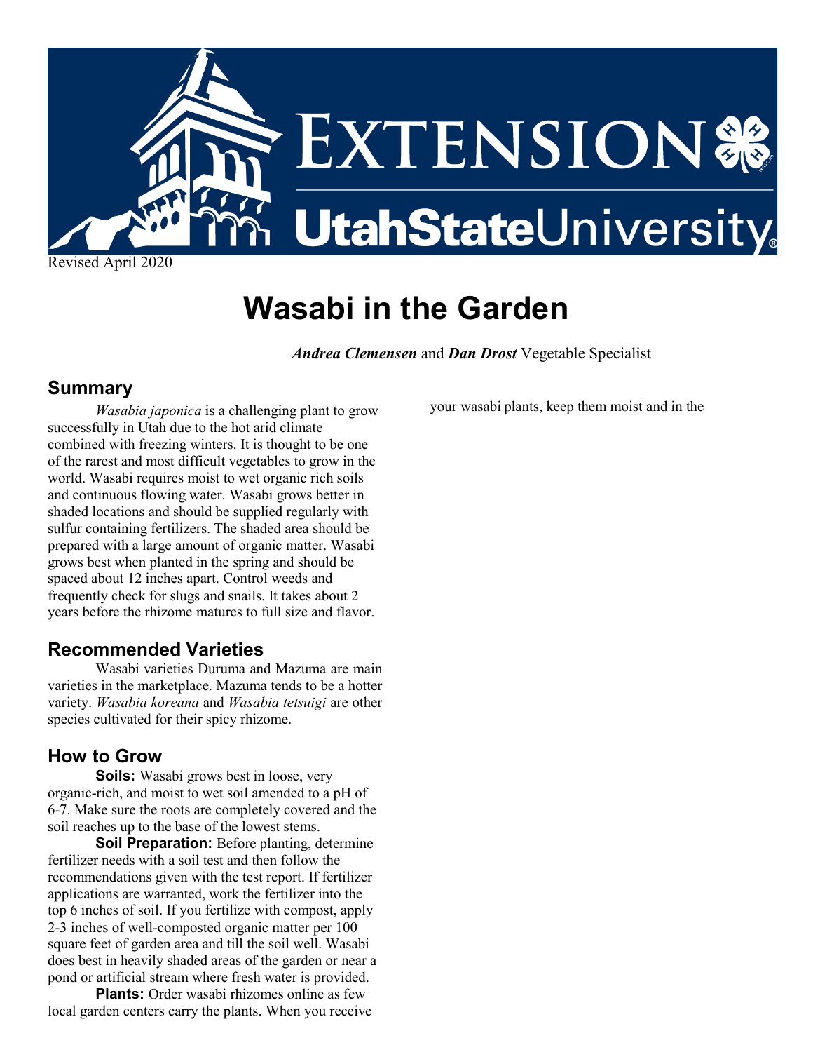Revised April 2020

# Wasabi in the Garden

***Andrea Clemensen*** and ***Dan Drost*** Vegetable Specialist

## Summary

*Wasabia japonica* is a challenging plant to grow successfully in Utah due to the hot arid climate combined with freezing winters. It is thought to be one of the rarest and most difficult vegetables to grow in the world. Wasabi requires moist to wet organic rich soils and continuous flowing water. Wasabi grows better in shaded locations and should be supplied regularly with sulfur containing fertilizers. The shaded area should be prepared with a large amount of organic matter. Wasabi grows best when planted in the spring and should be spaced about 12 inches apart. Control weeds and frequently check for slugs and snails. It takes about 2 years before the rhizome matures to full size and flavor.

## Recommended Varieties

Wasabi varieties Duruma and Mazuma are main varieties in the marketplace. Mazuma tends to be a hotter variety. *Wasabia koreana* and *Wasabia tetsuigi* are other species cultivated for their spicy rhizome.

## How to Grow

**Soils:** Wasabi grows best in loose, very organic-rich, and moist to wet soil amended to a pH of 6-7. Make sure the roots are completely covered and the soil reaches up to the base of the lowest stems.

**Soil Preparation:** Before planting, determine fertilizer needs with a soil test and then follow the recommendations given with the test report. If fertilizer applications are warranted, work the fertilizer into the top 6 inches of soil. If you fertilize with compost, apply 2-3 inches of well-composted organic matter per 100 square feet of garden area and till the soil well. Wasabi does best in heavily shaded areas of the garden or near a pond or artificial stream where fresh water is provided.

**Plants:** Order wasabi rhizomes online as few local garden centers carry the plants. When you receive your wasabi plants, keep them moist and in the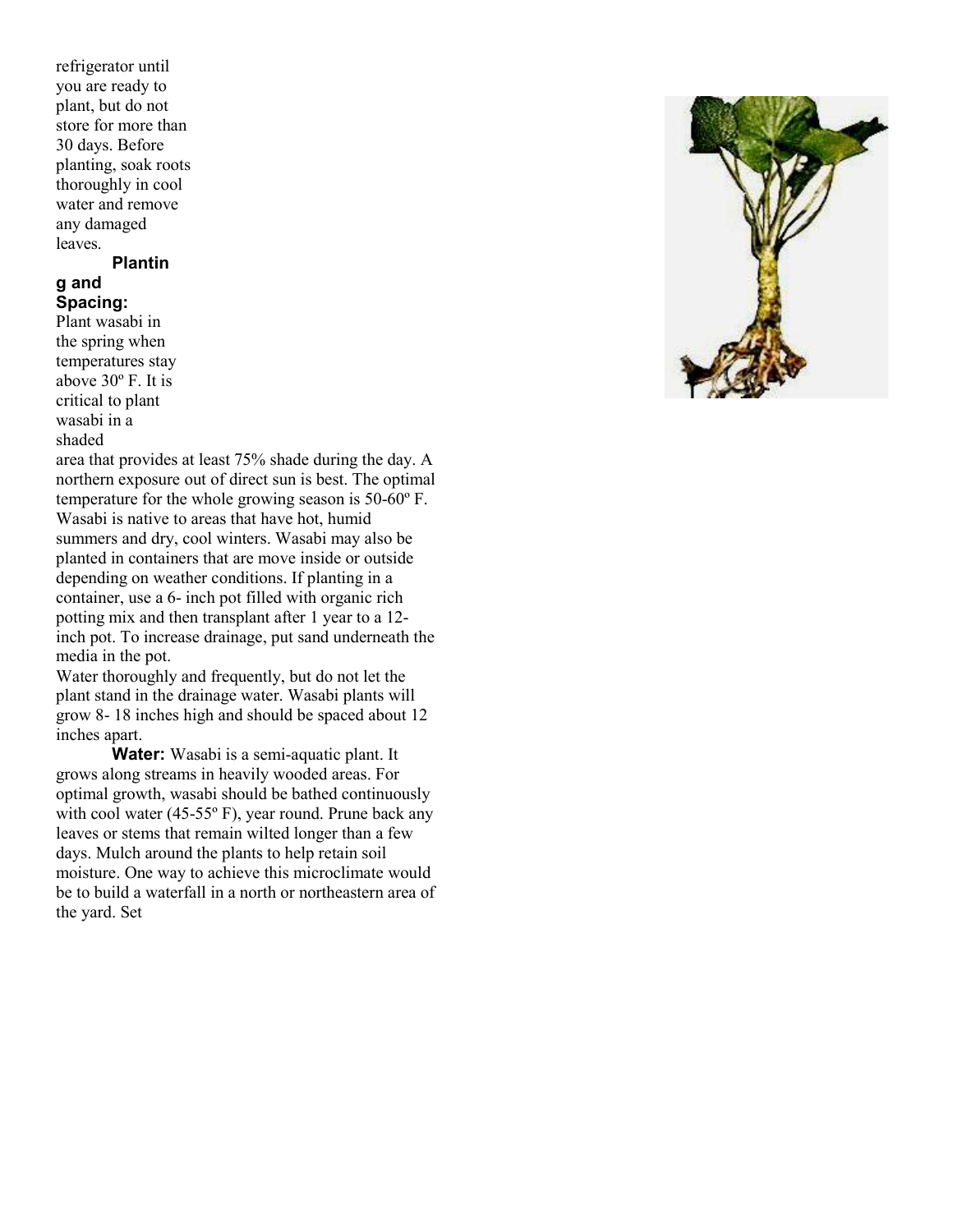refrigerator until you are ready to plant, but do not store for more than 30 days. Before planting, soak roots thoroughly in cool water and remove any damaged leaves.

**Planting and Spacing:** Plant wasabi in the spring when temperatures stay above 30º F. It is critical to plant wasabi in a shaded area that provides at least 75% shade during the day. A northern exposure out of direct sun is best. The optimal temperature for the whole growing season is 50-60º F. Wasabi is native to areas that have hot, humid summers and dry, cool winters. Wasabi may also be planted in containers that are move inside or outside depending on weather conditions. If planting in a container, use a 6- inch pot filled with organic rich potting mix and then transplant after 1 year to a 12- inch pot. To increase drainage, put sand underneath the media in the pot.

Water thoroughly and frequently, but do not let the plant stand in the drainage water. Wasabi plants will grow 8- 18 inches high and should be spaced about 12 inches apart.

**Water:** Wasabi is a semi-aquatic plant. It grows along streams in heavily wooded areas. For optimal growth, wasabi should be bathed continuously with cool water (45-55º F), year round. Prune back any leaves or stems that remain wilted longer than a few days. Mulch around the plants to help retain soil moisture. One way to achieve this microclimate would be to build a waterfall in a north or northeastern area of the yard. Set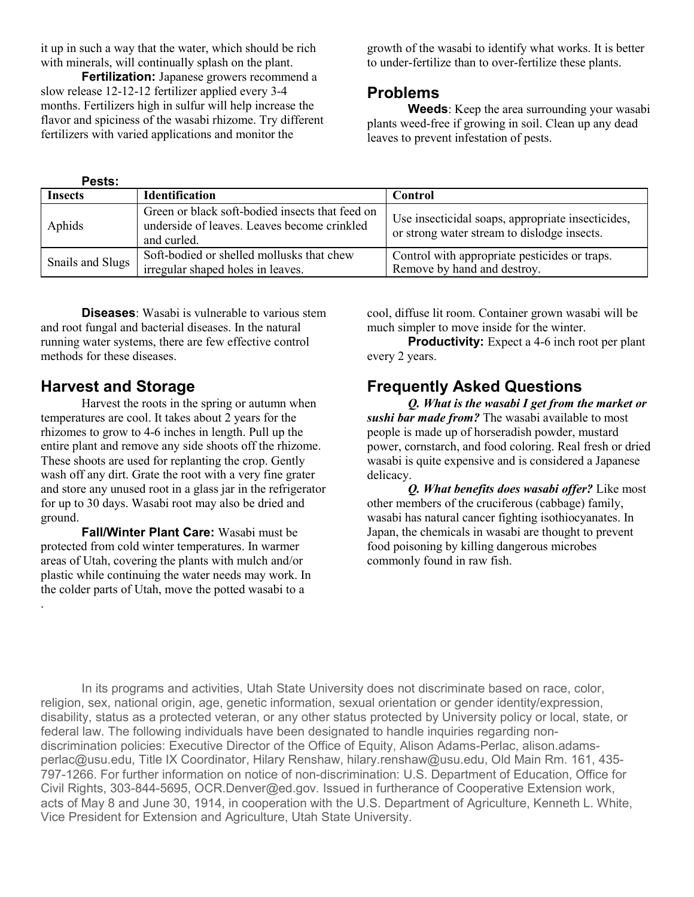it up in such a way that the water, which should be rich with minerals, will continually splash on the plant.

**Fertilization:** Japanese growers recommend a slow release 12-12-12 fertilizer applied every 3-4 months. Fertilizers high in sulfur will help increase the flavor and spiciness of the wasabi rhizome. Try different fertilizers with varied applications and monitor the growth of the wasabi to identify what works. It is better to under-fertilize than to over-fertilize these plants.

## Problems

**Weeds**: Keep the area surrounding your wasabi plants weed-free if growing in soil. Clean up any dead leaves to prevent infestation of pests.

**Pests:**

| Insects | Identification | Control |
|---|---|---|
| Aphids | Green or black soft-bodied insects that feed on underside of leaves. Leaves become crinkled and curled. | Use insecticidal soaps, appropriate insecticides, or strong water stream to dislodge insects. |
| Snails and Slugs | Soft-bodied or shelled mollusks that chew irregular shaped holes in leaves. | Control with appropriate pesticides or traps. Remove by hand and destroy. |

**Diseases**: Wasabi is vulnerable to various stem and root fungal and bacterial diseases. In the natural running water systems, there are few effective control methods for these diseases.

## Harvest and Storage

Harvest the roots in the spring or autumn when temperatures are cool. It takes about 2 years for the rhizomes to grow to 4-6 inches in length. Pull up the entire plant and remove any side shoots off the rhizome. These shoots are used for replanting the crop. Gently wash off any dirt. Grate the root with a very fine grater and store any unused root in a glass jar in the refrigerator for up to 30 days. Wasabi root may also be dried and ground.

**Fall/Winter Plant Care:** Wasabi must be protected from cold winter temperatures. In warmer areas of Utah, covering the plants with mulch and/or plastic while continuing the water needs may work. In the colder parts of Utah, move the potted wasabi to a cool, diffuse lit room. Container grown wasabi will be much simpler to move inside for the winter.

**Productivity:** Expect a 4-6 inch root per plant every 2 years.

## Frequently Asked Questions

***Q. What is the wasabi I get from the market or sushi bar made from?*** The wasabi available to most people is made up of horseradish powder, mustard power, cornstarch, and food coloring. Real fresh or dried wasabi is quite expensive and is considered a Japanese delicacy.

***Q. What benefits does wasabi offer?*** Like most other members of the cruciferous (cabbage) family, wasabi has natural cancer fighting isothiocyanates. In Japan, the chemicals in wasabi are thought to prevent food poisoning by killing dangerous microbes commonly found in raw fish.

In its programs and activities, Utah State University does not discriminate based on race, color, religion, sex, national origin, age, genetic information, sexual orientation or gender identity/expression, disability, status as a protected veteran, or any other status protected by University policy or local, state, or federal law. The following individuals have been designated to handle inquiries regarding non-discrimination policies: Executive Director of the Office of Equity, Alison Adams-Perlac, alison.adams-perlac@usu.edu, Title IX Coordinator, Hilary Renshaw, hilary.renshaw@usu.edu, Old Main Rm. 161, 435-797-1266. For further information on notice of non-discrimination: U.S. Department of Education, Office for Civil Rights, 303-844-5695, OCR.Denver@ed.gov. Issued in furtherance of Cooperative Extension work, acts of May 8 and June 30, 1914, in cooperation with the U.S. Department of Agriculture, Kenneth L. White, Vice President for Extension and Agriculture, Utah State University.